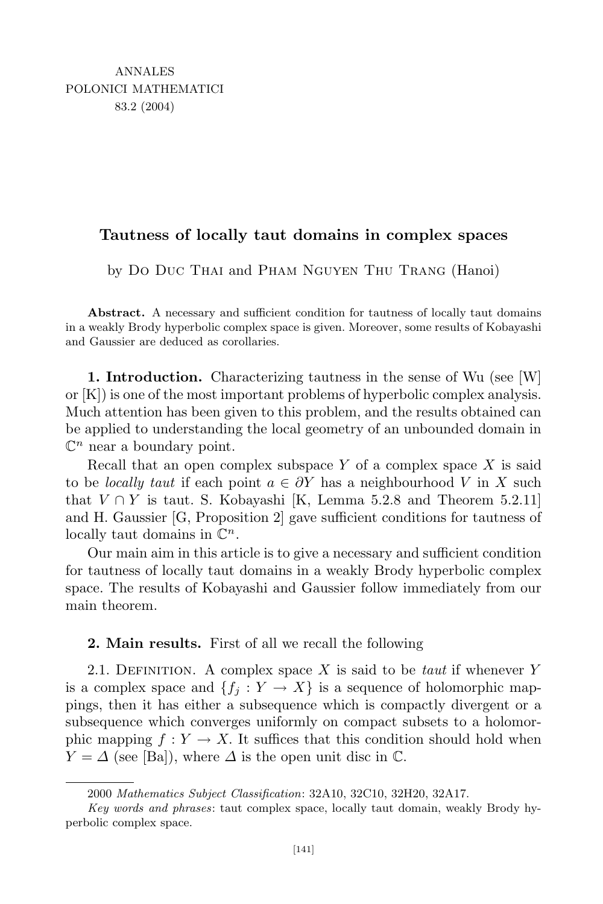ANNALES
POLONICI MATHEMATICI
83.2 (2004)

# Tautness of locally taut domains in complex spaces

by Do Duc Thai and Pham Nguyen Thu Trang (Hanoi)

**Abstract.** A necessary and sufficient condition for tautness of locally taut domains in a weakly Brody hyperbolic complex space is given. Moreover, some results of Kobayashi and Gaussier are deduced as corollaries.

**1. Introduction.** Characterizing tautness in the sense of Wu (see [W] or [K]) is one of the most important problems of hyperbolic complex analysis. Much attention has been given to this problem, and the results obtained can be applied to understanding the local geometry of an unbounded domain in $\mathbb{C}^n$ near a boundary point.

Recall that an open complex subspace $Y$ of a complex space $X$ is said to be *locally taut* if each point $a \in \partial Y$ has a neighbourhood $V$ in $X$ such that $V \cap Y$ is taut. S. Kobayashi [K, Lemma 5.2.8 and Theorem 5.2.11] and H. Gaussier [G, Proposition 2] gave sufficient conditions for tautness of locally taut domains in $\mathbb{C}^n$.

Our main aim in this article is to give a necessary and sufficient condition for tautness of locally taut domains in a weakly Brody hyperbolic complex space. The results of Kobayashi and Gaussier follow immediately from our main theorem.

**2. Main results.** First of all we recall the following

2.1. Definition. A complex space $X$ is said to be *taut* if whenever $Y$ is a complex space and $\{f_j : Y \to X\}$ is a sequence of holomorphic mappings, then it has either a subsequence which is compactly divergent or a subsequence which converges uniformly on compact subsets to a holomorphic mapping $f : Y \to X$. It suffices that this condition should hold when $Y = \Delta$ (see [Ba]), where $\Delta$ is the open unit disc in $\mathbb{C}$.

2000 *Mathematics Subject Classification*: 32A10, 32C10, 32H20, 32A17.

*Key words and phrases*: taut complex space, locally taut domain, weakly Brody hyperbolic complex space.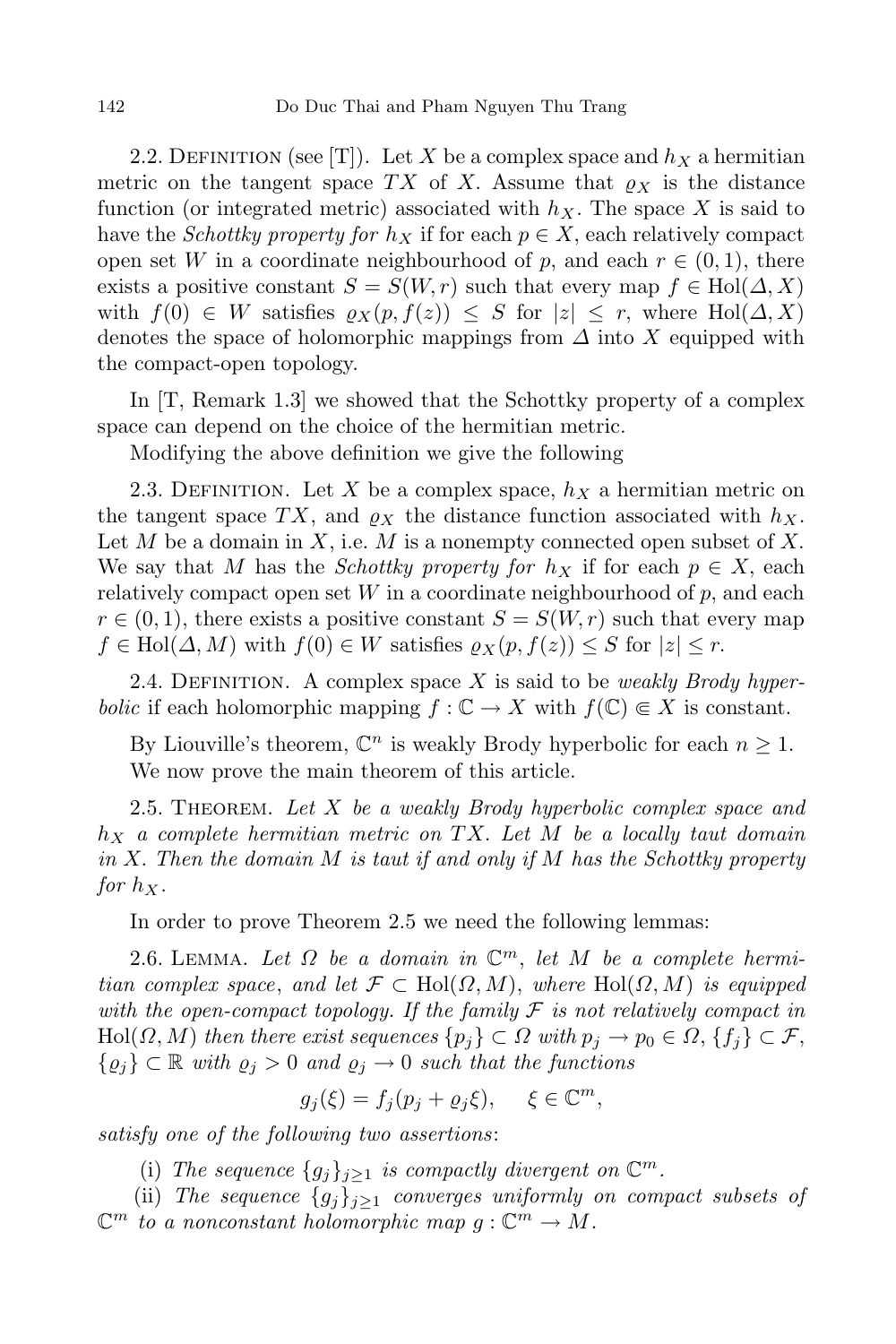2.2. Definition (see [T]). Let $X$ be a complex space and $h_X$ a hermitian metric on the tangent space $TX$ of $X$. Assume that $\varrho_X$ is the distance function (or integrated metric) associated with $h_X$. The space $X$ is said to have the *Schottky property for* $h_X$ if for each $p \in X$, each relatively compact open set $W$ in a coordinate neighbourhood of $p$, and each $r \in (0,1)$, there exists a positive constant $S = S(W,r)$ such that every map $f \in \mathrm{Hol}(\Delta, X)$ with $f(0) \in W$ satisfies $\varrho_X(p, f(z)) \leq S$ for $|z| \leq r$, where $\mathrm{Hol}(\Delta, X)$ denotes the space of holomorphic mappings from $\Delta$ into $X$ equipped with the compact-open topology.

In [T, Remark 1.3] we showed that the Schottky property of a complex space can depend on the choice of the hermitian metric.

Modifying the above definition we give the following

2.3. Definition. Let $X$ be a complex space, $h_X$ a hermitian metric on the tangent space $TX$, and $\varrho_X$ the distance function associated with $h_X$. Let $M$ be a domain in $X$, i.e. $M$ is a nonempty connected open subset of $X$. We say that $M$ has the *Schottky property for* $h_X$ if for each $p \in X$, each relatively compact open set $W$ in a coordinate neighbourhood of $p$, and each $r \in (0,1)$, there exists a positive constant $S = S(W,r)$ such that every map $f \in \mathrm{Hol}(\Delta, M)$ with $f(0) \in W$ satisfies $\varrho_X(p, f(z)) \leq S$ for $|z| \leq r$.

2.4. Definition. A complex space $X$ is said to be *weakly Brody hyperbolic* if each holomorphic mapping $f : \mathbb{C} \to X$ with $f(\mathbb{C}) \Subset X$ is constant.

By Liouville's theorem, $\mathbb{C}^n$ is weakly Brody hyperbolic for each $n \geq 1$.

We now prove the main theorem of this article.

2.5. Theorem. *Let $X$ be a weakly Brody hyperbolic complex space and $h_X$ a complete hermitian metric on $TX$. Let $M$ be a locally taut domain in $X$. Then the domain $M$ is taut if and only if $M$ has the Schottky property for $h_X$.*

In order to prove Theorem 2.5 we need the following lemmas:

2.6. Lemma. *Let $\Omega$ be a domain in $\mathbb{C}^m$, let $M$ be a complete hermitian complex space, and let $\mathcal{F} \subset \mathrm{Hol}(\Omega, M)$, where $\mathrm{Hol}(\Omega, M)$ is equipped with the open-compact topology. If the family $\mathcal{F}$ is not relatively compact in $\mathrm{Hol}(\Omega, M)$ then there exist sequences $\{p_j\} \subset \Omega$ with $p_j \to p_0 \in \Omega$, $\{f_j\} \subset \mathcal{F}$, $\{\varrho_j\} \subset \mathbb{R}$ with $\varrho_j > 0$ and $\varrho_j \to 0$ such that the functions*

$$g_j(\xi) = f_j(p_j + \varrho_j \xi), \quad \xi \in \mathbb{C}^m,$$

*satisfy one of the following two assertions*:

(i) *The sequence $\{g_j\}_{j \geq 1}$ is compactly divergent on $\mathbb{C}^m$.*

(ii) *The sequence $\{g_j\}_{j \geq 1}$ converges uniformly on compact subsets of $\mathbb{C}^m$ to a nonconstant holomorphic map $g : \mathbb{C}^m \to M$.*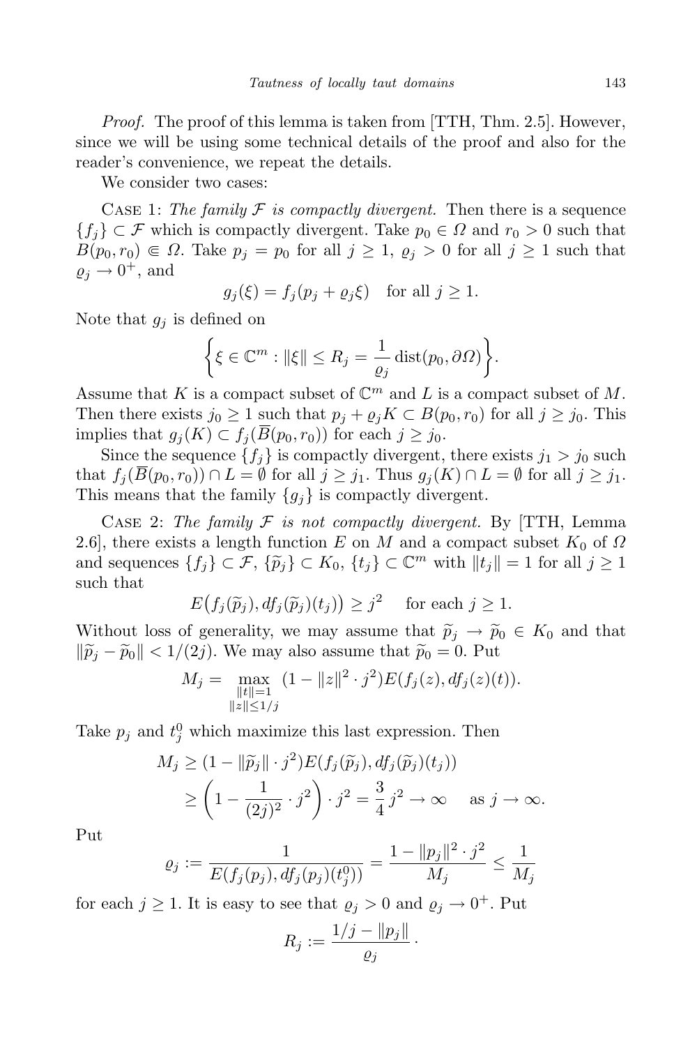*Proof.* The proof of this lemma is taken from [TTH, Thm. 2.5]. However, since we will be using some technical details of the proof and also for the reader's convenience, we repeat the details.

We consider two cases:

Case 1: *The family $\mathcal{F}$ is compactly divergent.* Then there is a sequence $\{f_j\} \subset \mathcal{F}$ which is compactly divergent. Take $p_0 \in \Omega$ and $r_0 > 0$ such that $B(p_0, r_0) \Subset \Omega$. Take $p_j = p_0$ for all $j \geq 1$, $\varrho_j > 0$ for all $j \geq 1$ such that $\varrho_j \to 0^+$, and

$$g_j(\xi) = f_j(p_j + \varrho_j \xi) \quad \text{for all } j \geq 1.$$

Note that $g_j$ is defined on

$$\left\{ \xi \in \mathbb{C}^m : \|\xi\| \leq R_j = \frac{1}{\varrho_j} \operatorname{dist}(p_0, \partial\Omega) \right\}.$$

Assume that $K$ is a compact subset of $\mathbb{C}^m$ and $L$ is a compact subset of $M$. Then there exists $j_0 \geq 1$ such that $p_j + \varrho_j K \subset B(p_0, r_0)$ for all $j \geq j_0$. This implies that $g_j(K) \subset f_j(\overline{B}(p_0, r_0))$ for each $j \geq j_0$.

Since the sequence $\{f_j\}$ is compactly divergent, there exists $j_1 > j_0$ such that $f_j(\overline{B}(p_0, r_0)) \cap L = \emptyset$ for all $j \geq j_1$. Thus $g_j(K) \cap L = \emptyset$ for all $j \geq j_1$. This means that the family $\{g_j\}$ is compactly divergent.

Case 2: *The family $\mathcal{F}$ is not compactly divergent.* By [TTH, Lemma 2.6], there exists a length function $E$ on $M$ and a compact subset $K_0$ of $\Omega$ and sequences $\{f_j\} \subset \mathcal{F}$, $\{\widetilde{p}_j\} \subset K_0$, $\{t_j\} \subset \mathbb{C}^m$ with $\|t_j\| = 1$ for all $j \geq 1$ such that

$$E\big(f_j(\widetilde{p}_j), df_j(\widetilde{p}_j)(t_j)\big) \geq j^2 \quad \text{for each } j \geq 1.$$

Without loss of generality, we may assume that $\widetilde{p}_j \to \widetilde{p}_0 \in K_0$ and that $\|\widetilde{p}_j - \widetilde{p}_0\| < 1/(2j)$. We may also assume that $\widetilde{p}_0 = 0$. Put

$$M_j = \max_{\substack{\|t\|=1 \\ \|z\| \leq 1/j}} (1 - \|z\|^2 \cdot j^2) E(f_j(z), df_j(z)(t)).$$

Take $p_j$ and $t_j^0$ which maximize this last expression. Then

$$\begin{aligned} M_j &\geq (1 - \|\widetilde{p}_j\| \cdot j^2) E(f_j(\widetilde{p}_j), df_j(\widetilde{p}_j)(t_j)) \\ &\geq \left(1 - \frac{1}{(2j)^2} \cdot j^2\right) \cdot j^2 = \frac{3}{4} j^2 \to \infty \quad \text{as } j \to \infty. \end{aligned}$$

Put

$$\varrho_j := \frac{1}{E(f_j(p_j), df_j(p_j)(t_j^0))} = \frac{1 - \|p_j\|^2 \cdot j^2}{M_j} \leq \frac{1}{M_j}$$

for each $j \geq 1$. It is easy to see that $\varrho_j > 0$ and $\varrho_j \to 0^+$. Put

$$R_j := \frac{1/j - \|p_j\|}{\varrho_j}.$$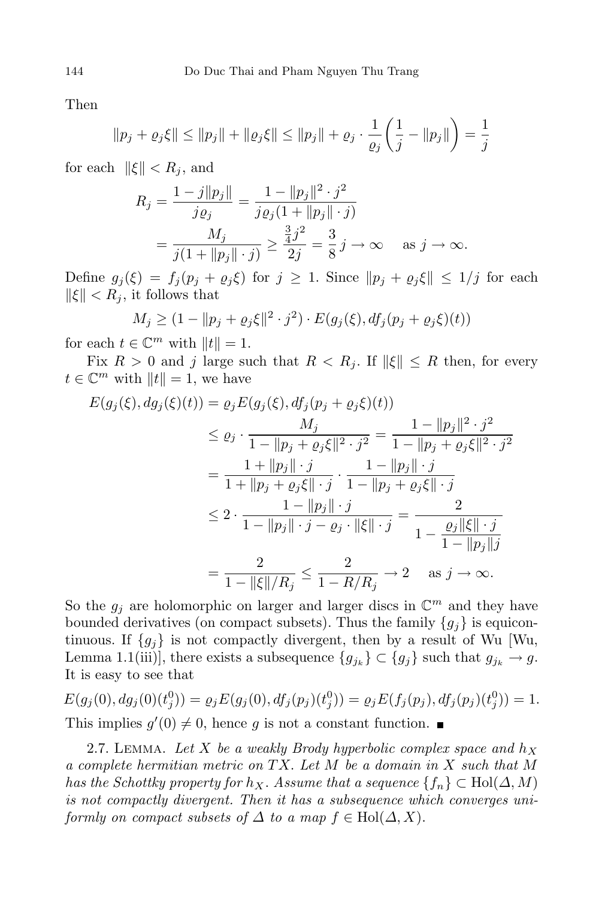Then

$$\|p_j + \varrho_j \xi\| \le \|p_j\| + \|\varrho_j \xi\| \le \|p_j\| + \varrho_j \cdot \frac{1}{\varrho_j}\left(\frac{1}{j} - \|p_j\|\right) = \frac{1}{j}$$

for each $\|\xi\| < R_j$, and

$$\begin{aligned} R_j &= \frac{1 - j\|p_j\|}{j\varrho_j} = \frac{1 - \|p_j\|^2 \cdot j^2}{j\varrho_j(1 + \|p_j\| \cdot j)} \\ &= \frac{M_j}{j(1 + \|p_j\| \cdot j)} \ge \frac{\frac{3}{4}j^2}{2j} = \frac{3}{8}\, j \to \infty \quad \text{ as } j \to \infty. \end{aligned}$$

Define $g_j(\xi) = f_j(p_j + \varrho_j \xi)$ for $j \ge 1$. Since $\|p_j + \varrho_j \xi\| \le 1/j$ for each $\|\xi\| < R_j$, it follows that

$$M_j \ge (1 - \|p_j + \varrho_j \xi\|^2 \cdot j^2) \cdot E(g_j(\xi), df_j(p_j + \varrho_j \xi)(t))$$

for each $t \in \mathbb{C}^m$ with $\|t\| = 1$.

Fix $R > 0$ and $j$ large such that $R < R_j$. If $\|\xi\| \le R$ then, for every $t \in \mathbb{C}^m$ with $\|t\| = 1$, we have

$$\begin{aligned} E(g_j(\xi), dg_j(\xi)(t)) &= \varrho_j E(g_j(\xi), df_j(p_j + \varrho_j \xi)(t)) \\ &\le \varrho_j \cdot \frac{M_j}{1 - \|p_j + \varrho_j \xi\|^2 \cdot j^2} = \frac{1 - \|p_j\|^2 \cdot j^2}{1 - \|p_j + \varrho_j \xi\|^2 \cdot j^2} \\ &= \frac{1 + \|p_j\| \cdot j}{1 + \|p_j + \varrho_j \xi\| \cdot j} \cdot \frac{1 - \|p_j\| \cdot j}{1 - \|p_j + \varrho_j \xi\| \cdot j} \\ &\le 2 \cdot \frac{1 - \|p_j\| \cdot j}{1 - \|p_j\| \cdot j - \varrho_j \cdot \|\xi\| \cdot j} = \frac{2}{1 - \dfrac{\varrho_j \|\xi\| \cdot j}{1 - \|p_j\| j}} \\ &= \frac{2}{1 - \|\xi\|/R_j} \le \frac{2}{1 - R/R_j} \to 2 \quad \text{ as } j \to \infty. \end{aligned}$$

So the $g_j$ are holomorphic on larger and larger discs in $\mathbb{C}^m$ and they have bounded derivatives (on compact subsets). Thus the family $\{g_j\}$ is equicontinuous. If $\{g_j\}$ is not compactly divergent, then by a result of Wu [Wu, Lemma 1.1(iii)], there exists a subsequence $\{g_{j_k}\} \subset \{g_j\}$ such that $g_{j_k} \to g$. It is easy to see that

$$E(g_j(0), dg_j(0)(t_j^0)) = \varrho_j E(g_j(0), df_j(p_j)(t_j^0)) = \varrho_j E(f_j(p_j), df_j(p_j)(t_j^0)) = 1.$$

This implies $g'(0) \ne 0$, hence $g$ is not a constant function. ∎

2.7. Lemma. *Let $X$ be a weakly Brody hyperbolic complex space and $h_X$ a complete hermitian metric on $TX$. Let $M$ be a domain in $X$ such that $M$ has the Schottky property for $h_X$. Assume that a sequence $\{f_n\} \subset \mathrm{Hol}(\Delta, M)$ is not compactly divergent. Then it has a subsequence which converges uniformly on compact subsets of $\Delta$ to a map $f \in \mathrm{Hol}(\Delta, X)$.*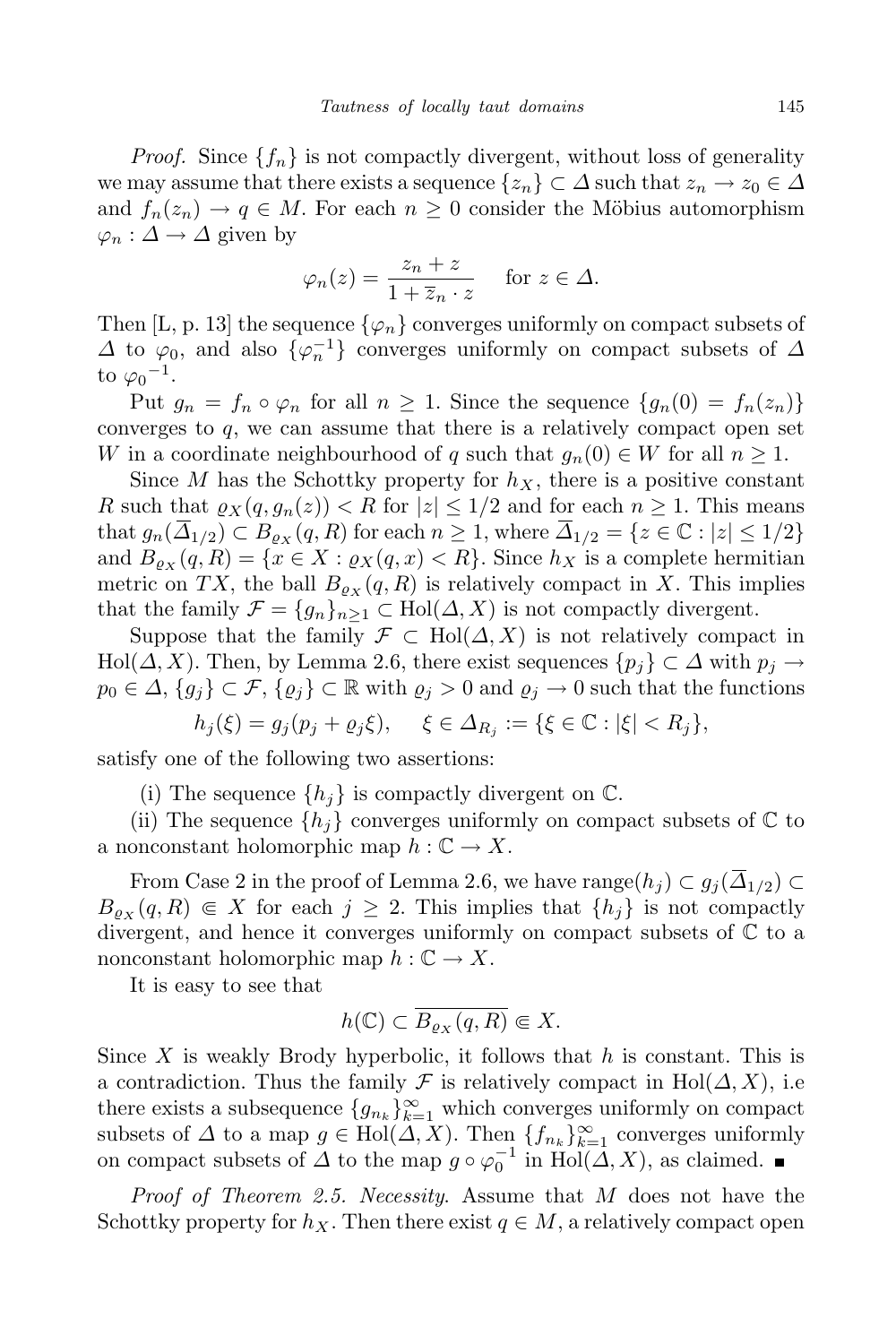*Proof.* Since $\{f_n\}$ is not compactly divergent, without loss of generality we may assume that there exists a sequence $\{z_n\} \subset \Delta$ such that $z_n \to z_0 \in \Delta$ and $f_n(z_n) \to q \in M$. For each $n \geq 0$ consider the Möbius automorphism $\varphi_n : \Delta \to \Delta$ given by

$$\varphi_n(z) = \frac{z_n + z}{1 + \overline{z}_n \cdot z} \quad \text{for } z \in \Delta.$$

Then [L, p. 13] the sequence $\{\varphi_n\}$ converges uniformly on compact subsets of $\Delta$ to $\varphi_0$, and also $\{\varphi_n^{-1}\}$ converges uniformly on compact subsets of $\Delta$ to ${\varphi_0}^{-1}$.

Put $g_n = f_n \circ \varphi_n$ for all $n \geq 1$. Since the sequence $\{g_n(0) = f_n(z_n)\}$ converges to $q$, we can assume that there is a relatively compact open set $W$ in a coordinate neighbourhood of $q$ such that $g_n(0) \in W$ for all $n \geq 1$.

Since $M$ has the Schottky property for $h_X$, there is a positive constant $R$ such that $\varrho_X(q, g_n(z)) < R$ for $|z| \leq 1/2$ and for each $n \geq 1$. This means that $g_n(\overline{\Delta}_{1/2}) \subset B_{\varrho_X}(q, R)$ for each $n \geq 1$, where $\overline{\Delta}_{1/2} = \{z \in \mathbb{C} : |z| \leq 1/2\}$ and $B_{\varrho_X}(q, R) = \{x \in X : \varrho_X(q, x) < R\}$. Since $h_X$ is a complete hermitian metric on $TX$, the ball $B_{\varrho_X}(q, R)$ is relatively compact in $X$. This implies that the family $\mathcal{F} = \{g_n\}_{n \geq 1} \subset \mathrm{Hol}(\Delta, X)$ is not compactly divergent.

Suppose that the family $\mathcal{F} \subset \mathrm{Hol}(\Delta, X)$ is not relatively compact in $\mathrm{Hol}(\Delta, X)$. Then, by Lemma 2.6, there exist sequences $\{p_j\} \subset \Delta$ with $p_j \to p_0 \in \Delta$, $\{g_j\} \subset \mathcal{F}$, $\{\varrho_j\} \subset \mathbb{R}$ with $\varrho_j > 0$ and $\varrho_j \to 0$ such that the functions

$$h_j(\xi) = g_j(p_j + \varrho_j \xi), \quad \xi \in \Delta_{R_j} := \{\xi \in \mathbb{C} : |\xi| < R_j\},$$

satisfy one of the following two assertions:

(i) The sequence $\{h_j\}$ is compactly divergent on $\mathbb{C}$.

(ii) The sequence $\{h_j\}$ converges uniformly on compact subsets of $\mathbb{C}$ to a nonconstant holomorphic map $h : \mathbb{C} \to X$.

From Case 2 in the proof of Lemma 2.6, we have $\mathrm{range}(h_j) \subset g_j(\overline{\Delta}_{1/2}) \subset B_{\varrho_X}(q, R) \Subset X$ for each $j \geq 2$. This implies that $\{h_j\}$ is not compactly divergent, and hence it converges uniformly on compact subsets of $\mathbb{C}$ to a nonconstant holomorphic map $h : \mathbb{C} \to X$.

It is easy to see that

$$h(\mathbb{C}) \subset \overline{B_{\varrho_X}(q, R)} \Subset X.$$

Since $X$ is weakly Brody hyperbolic, it follows that $h$ is constant. This is a contradiction. Thus the family $\mathcal{F}$ is relatively compact in $\mathrm{Hol}(\Delta, X)$, i.e there exists a subsequence $\{g_{n_k}\}_{k=1}^{\infty}$ which converges uniformly on compact subsets of $\Delta$ to a map $g \in \mathrm{Hol}(\Delta, X)$. Then $\{f_{n_k}\}_{k=1}^{\infty}$ converges uniformly on compact subsets of $\Delta$ to the map $g \circ \varphi_0^{-1}$ in $\mathrm{Hol}(\Delta, X)$, as claimed. ∎

*Proof of Theorem 2.5. Necessity.* Assume that $M$ does not have the Schottky property for $h_X$. Then there exist $q \in M$, a relatively compact open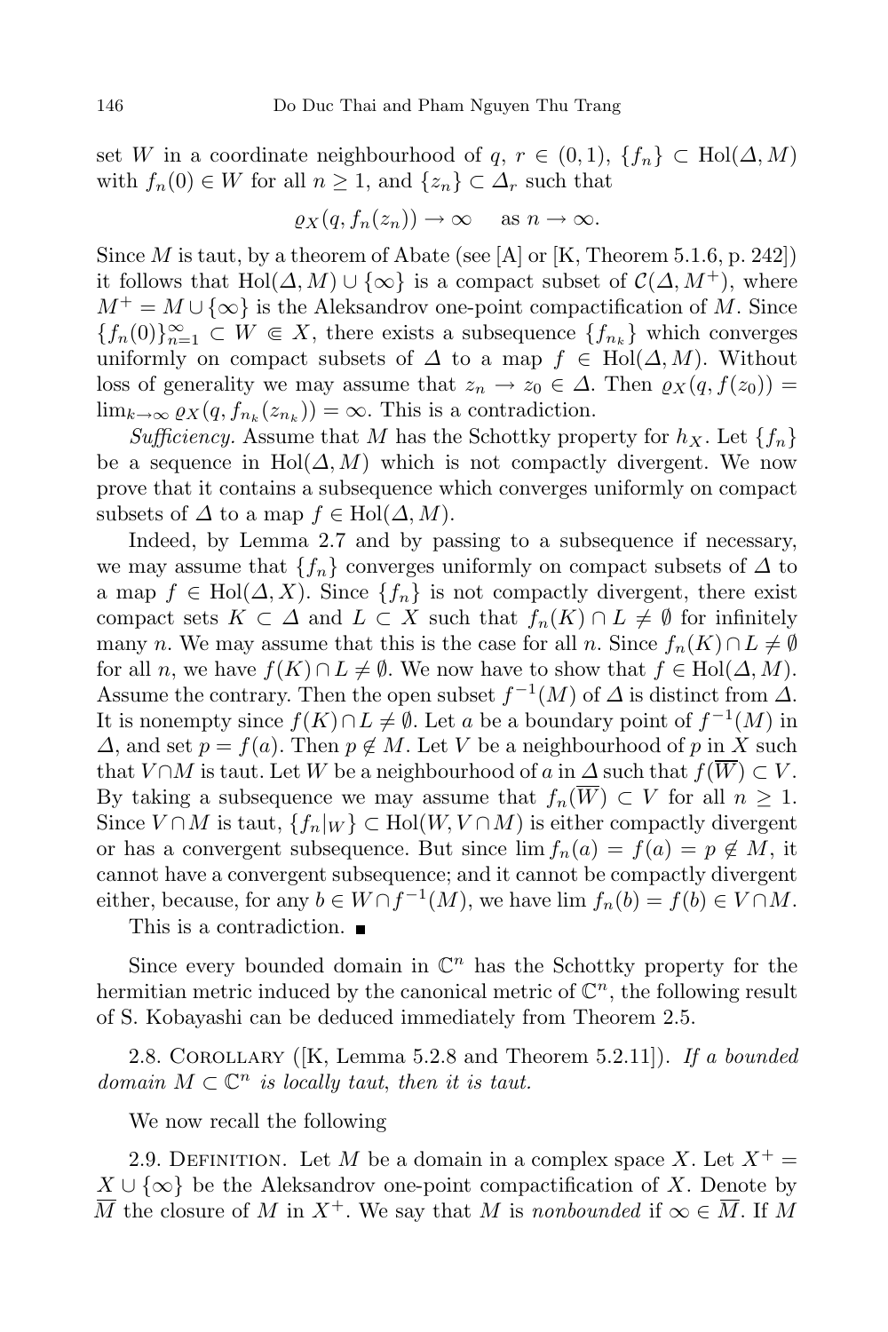set $W$ in a coordinate neighbourhood of $q$, $r \in (0,1)$, $\{f_n\} \subset \mathrm{Hol}(\Delta, M)$ with $f_n(0) \in W$ for all $n \geq 1$, and $\{z_n\} \subset \Delta_r$ such that

$$\varrho_X(q, f_n(z_n)) \to \infty \quad \text{as } n \to \infty.$$

Since $M$ is taut, by a theorem of Abate (see [A] or [K, Theorem 5.1.6, p. 242]) it follows that $\mathrm{Hol}(\Delta, M) \cup \{\infty\}$ is a compact subset of $\mathcal{C}(\Delta, M^+)$, where $M^+ = M \cup \{\infty\}$ is the Aleksandrov one-point compactification of $M$. Since $\{f_n(0)\}_{n=1}^{\infty} \subset W \Subset X$, there exists a subsequence $\{f_{n_k}\}$ which converges uniformly on compact subsets of $\Delta$ to a map $f \in \mathrm{Hol}(\Delta, M)$. Without loss of generality we may assume that $z_n \to z_0 \in \Delta$. Then $\varrho_X(q, f(z_0)) = \lim_{k\to\infty} \varrho_X(q, f_{n_k}(z_{n_k})) = \infty$. This is a contradiction.

*Sufficiency.* Assume that $M$ has the Schottky property for $h_X$. Let $\{f_n\}$ be a sequence in $\mathrm{Hol}(\Delta, M)$ which is not compactly divergent. We now prove that it contains a subsequence which converges uniformly on compact subsets of $\Delta$ to a map $f \in \mathrm{Hol}(\Delta, M)$.

Indeed, by Lemma 2.7 and by passing to a subsequence if necessary, we may assume that $\{f_n\}$ converges uniformly on compact subsets of $\Delta$ to a map $f \in \mathrm{Hol}(\Delta, X)$. Since $\{f_n\}$ is not compactly divergent, there exist compact sets $K \subset \Delta$ and $L \subset X$ such that $f_n(K) \cap L \neq \emptyset$ for infinitely many $n$. We may assume that this is the case for all $n$. Since $f_n(K) \cap L \neq \emptyset$ for all $n$, we have $f(K) \cap L \neq \emptyset$. We now have to show that $f \in \mathrm{Hol}(\Delta, M)$. Assume the contrary. Then the open subset $f^{-1}(M)$ of $\Delta$ is distinct from $\Delta$. It is nonempty since $f(K) \cap L \neq \emptyset$. Let $a$ be a boundary point of $f^{-1}(M)$ in $\Delta$, and set $p = f(a)$. Then $p \notin M$. Let $V$ be a neighbourhood of $p$ in $X$ such that $V \cap M$ is taut. Let $W$ be a neighbourhood of $a$ in $\Delta$ such that $f(\overline{W}) \subset V$. By taking a subsequence we may assume that $f_n(\overline{W}) \subset V$ for all $n \geq 1$. Since $V \cap M$ is taut, $\{f_n|_W\} \subset \mathrm{Hol}(W, V \cap M)$ is either compactly divergent or has a convergent subsequence. But since $\lim f_n(a) = f(a) = p \notin M$, it cannot have a convergent subsequence; and it cannot be compactly divergent either, because, for any $b \in W \cap f^{-1}(M)$, we have $\lim f_n(b) = f(b) \in V \cap M$.

This is a contradiction. ■

Since every bounded domain in $\mathbb{C}^n$ has the Schottky property for the hermitian metric induced by the canonical metric of $\mathbb{C}^n$, the following result of S. Kobayashi can be deduced immediately from Theorem 2.5.

2.8. Corollary ([K, Lemma 5.2.8 and Theorem 5.2.11]). *If a bounded domain $M \subset \mathbb{C}^n$ is locally taut, then it is taut.*

We now recall the following

2.9. Definition. Let $M$ be a domain in a complex space $X$. Let $X^+ = X \cup \{\infty\}$ be the Aleksandrov one-point compactification of $X$. Denote by $\overline{M}$ the closure of $M$ in $X^+$. We say that $M$ is *nonbounded* if $\infty \in \overline{M}$. If $M$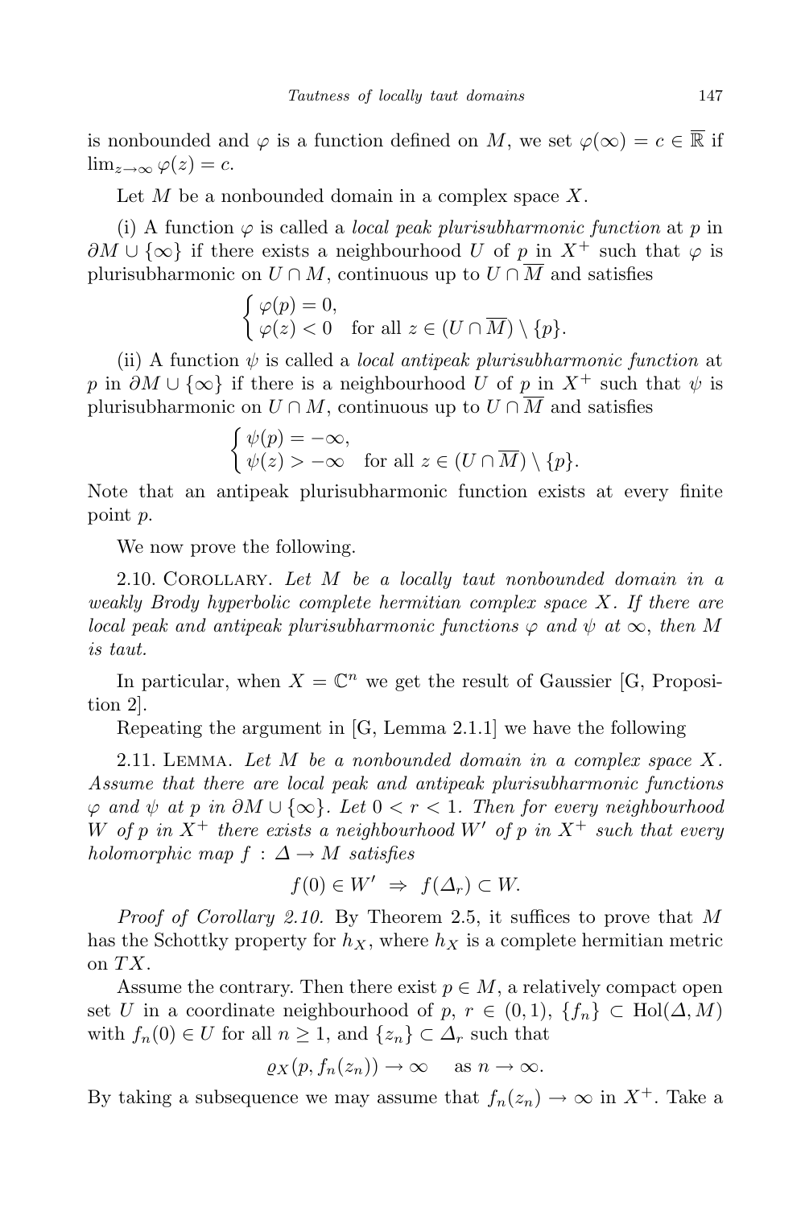is nonbounded and $\varphi$ is a function defined on $M$, we set $\varphi(\infty) = c \in \overline{\mathbb{R}}$ if $\lim_{z\to\infty} \varphi(z) = c$.

Let $M$ be a nonbounded domain in a complex space $X$.

(i) A function $\varphi$ is called a *local peak plurisubharmonic function* at $p$ in $\partial M \cup \{\infty\}$ if there exists a neighbourhood $U$ of $p$ in $X^+$ such that $\varphi$ is plurisubharmonic on $U \cap M$, continuous up to $U \cap \overline{M}$ and satisfies

$$\begin{cases} \varphi(p) = 0, \\ \varphi(z) < 0 \quad \text{for all } z \in (U \cap \overline{M}) \setminus \{p\}. \end{cases}$$

(ii) A function $\psi$ is called a *local antipeak plurisubharmonic function* at $p$ in $\partial M \cup \{\infty\}$ if there is a neighbourhood $U$ of $p$ in $X^+$ such that $\psi$ is plurisubharmonic on $U \cap M$, continuous up to $U \cap \overline{M}$ and satisfies

$$\begin{cases} \psi(p) = -\infty, \\ \psi(z) > -\infty \quad \text{for all } z \in (U \cap \overline{M}) \setminus \{p\}. \end{cases}$$

Note that an antipeak plurisubharmonic function exists at every finite point $p$.

We now prove the following.

2.10. Corollary. *Let $M$ be a locally taut nonbounded domain in a weakly Brody hyperbolic complete hermitian complex space $X$. If there are local peak and antipeak plurisubharmonic functions $\varphi$ and $\psi$ at $\infty$, then $M$ is taut.*

In particular, when $X = \mathbb{C}^n$ we get the result of Gaussier [G, Proposition 2].

Repeating the argument in [G, Lemma 2.1.1] we have the following

2.11. Lemma. *Let $M$ be a nonbounded domain in a complex space $X$. Assume that there are local peak and antipeak plurisubharmonic functions $\varphi$ and $\psi$ at $p$ in $\partial M \cup \{\infty\}$. Let $0 < r < 1$. Then for every neighbourhood $W$ of $p$ in $X^+$ there exists a neighbourhood $W'$ of $p$ in $X^+$ such that every holomorphic map $f : \Delta \to M$ satisfies*

$$f(0) \in W' \;\Rightarrow\; f(\Delta_r) \subset W.$$

*Proof of Corollary 2.10.* By Theorem 2.5, it suffices to prove that $M$ has the Schottky property for $h_X$, where $h_X$ is a complete hermitian metric on $TX$.

Assume the contrary. Then there exist $p \in M$, a relatively compact open set $U$ in a coordinate neighbourhood of $p$, $r \in (0,1)$, $\{f_n\} \subset \mathrm{Hol}(\Delta, M)$ with $f_n(0) \in U$ for all $n \geq 1$, and $\{z_n\} \subset \Delta_r$ such that

$$\varrho_X(p, f_n(z_n)) \to \infty \quad \text{as } n \to \infty.$$

By taking a subsequence we may assume that $f_n(z_n) \to \infty$ in $X^+$. Take a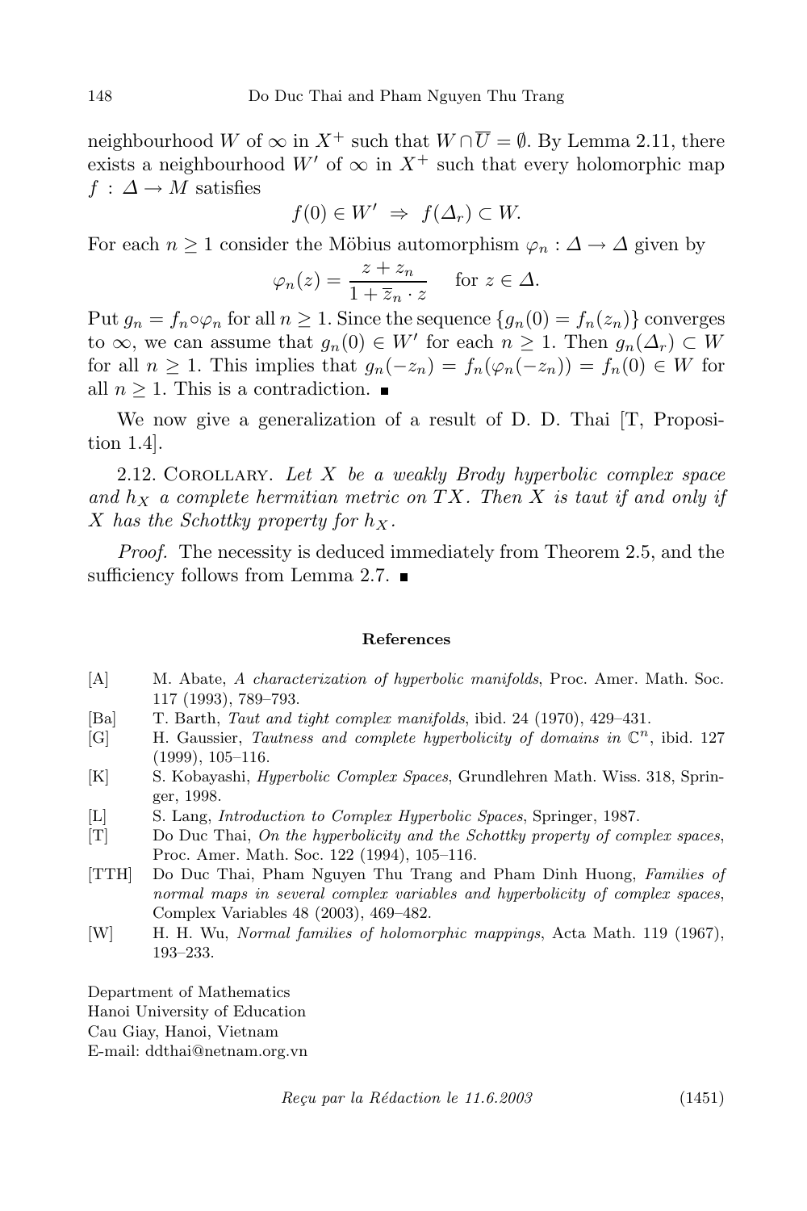neighbourhood $W$ of $\infty$ in $X^+$ such that $W \cap \overline{U} = \emptyset$. By Lemma 2.11, there exists a neighbourhood $W'$ of $\infty$ in $X^+$ such that every holomorphic map $f : \Delta \to M$ satisfies

$$f(0) \in W' \Rightarrow f(\Delta_r) \subset W.$$

For each $n \geq 1$ consider the Möbius automorphism $\varphi_n : \Delta \to \Delta$ given by

$$\varphi_n(z) = \frac{z + z_n}{1 + \overline{z}_n \cdot z} \quad \text{for } z \in \Delta.$$

Put $g_n = f_n \circ \varphi_n$ for all $n \geq 1$. Since the sequence $\{g_n(0) = f_n(z_n)\}$ converges to $\infty$, we can assume that $g_n(0) \in W'$ for each $n \geq 1$. Then $g_n(\Delta_r) \subset W$ for all $n \geq 1$. This implies that $g_n(-z_n) = f_n(\varphi_n(-z_n)) = f_n(0) \in W$ for all $n \geq 1$. This is a contradiction. ∎

We now give a generalization of a result of D. D. Thai [T, Proposition 1.4].

2.12. Corollary. *Let $X$ be a weakly Brody hyperbolic complex space and $h_X$ a complete hermitian metric on $TX$. Then $X$ is taut if and only if $X$ has the Schottky property for $h_X$.*

*Proof.* The necessity is deduced immediately from Theorem 2.5, and the sufficiency follows from Lemma 2.7. ∎

## References

[A] M. Abate, *A characterization of hyperbolic manifolds*, Proc. Amer. Math. Soc. 117 (1993), 789–793.

[Ba] T. Barth, *Taut and tight complex manifolds*, ibid. 24 (1970), 429–431.

[G] H. Gaussier, *Tautness and complete hyperbolicity of domains in $\mathbb{C}^n$*, ibid. 127 (1999), 105–116.

[K] S. Kobayashi, *Hyperbolic Complex Spaces*, Grundlehren Math. Wiss. 318, Springer, 1998.

[L] S. Lang, *Introduction to Complex Hyperbolic Spaces*, Springer, 1987.

[T] Do Duc Thai, *On the hyperbolicity and the Schottky property of complex spaces*, Proc. Amer. Math. Soc. 122 (1994), 105–116.

[TTH] Do Duc Thai, Pham Nguyen Thu Trang and Pham Dinh Huong, *Families of normal maps in several complex variables and hyperbolicity of complex spaces*, Complex Variables 48 (2003), 469–482.

[W] H. H. Wu, *Normal families of holomorphic mappings*, Acta Math. 119 (1967), 193–233.

Department of Mathematics
Hanoi University of Education
Cau Giay, Hanoi, Vietnam
E-mail: ddthai@netnam.org.vn

*Reçu par la Rédaction le 11.6.2003* (1451)